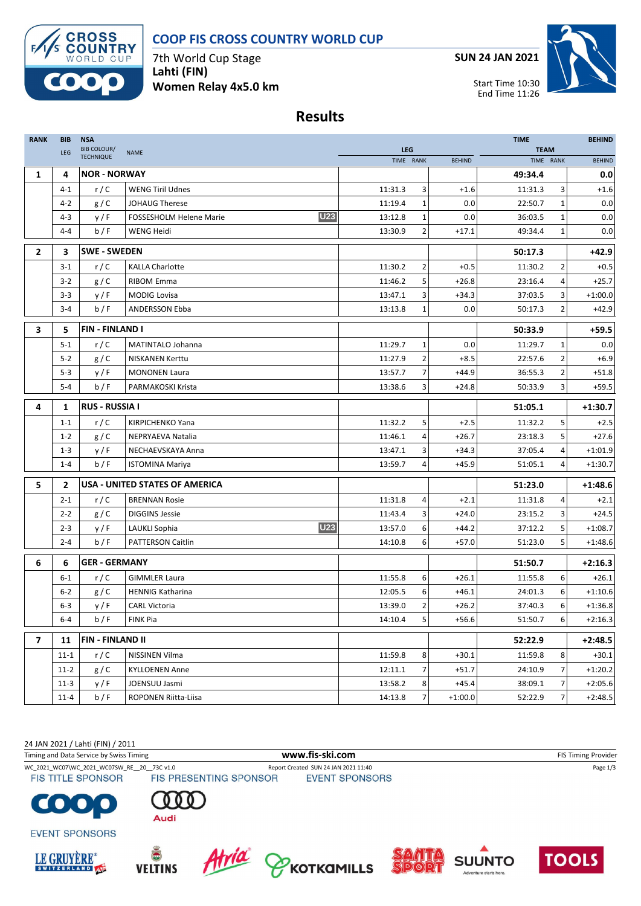# COOP FIS CROSS COUNTRY WORLD CUP

7th World Cup Stage
**Lahti (FIN)**
**Women Relay 4x5.0 km**

**SUN 24 JAN 2021**

Start Time 10:30
End Time 11:26

## Results

| RANK | BIB / LEG | NSA / BIB COLOUR/ TECHNIQUE | NAME | | LEG TIME | LEG RANK | LEG BEHIND | TEAM TIME | TEAM RANK | TEAM BEHIND |
|---|---|---|---|---|---|---|---|---|---|---|
| **1** | **4** | **NOR - NORWAY** | | | | | | **49:34.4** | | **0.0** |
| | 4-1 | r / C | WENG Tiril Udnes | | 11:31.3 | 3 | +1.6 | 11:31.3 | 3 | +1.6 |
| | 4-2 | g / C | JOHAUG Therese | | 11:19.4 | 1 | 0.0 | 22:50.7 | 1 | 0.0 |
| | 4-3 | y / F | FOSSESHOLM Helene Marie | U23 | 13:12.8 | 1 | 0.0 | 36:03.5 | 1 | 0.0 |
| | 4-4 | b / F | WENG Heidi | | 13:30.9 | 2 | +17.1 | 49:34.4 | 1 | 0.0 |
| **2** | **3** | **SWE - SWEDEN** | | | | | | **50:17.3** | | **+42.9** |
| | 3-1 | r / C | KALLA Charlotte | | 11:30.2 | 2 | +0.5 | 11:30.2 | 2 | +0.5 |
| | 3-2 | g / C | RIBOM Emma | | 11:46.2 | 5 | +26.8 | 23:16.4 | 4 | +25.7 |
| | 3-3 | y / F | MODIG Lovisa | | 13:47.1 | 3 | +34.3 | 37:03.5 | 3 | +1:00.0 |
| | 3-4 | b / F | ANDERSSON Ebba | | 13:13.8 | 1 | 0.0 | 50:17.3 | 2 | +42.9 |
| **3** | **5** | **FIN - FINLAND I** | | | | | | **50:33.9** | | **+59.5** |
| | 5-1 | r / C | MATINTALO Johanna | | 11:29.7 | 1 | 0.0 | 11:29.7 | 1 | 0.0 |
| | 5-2 | g / C | NISKANEN Kerttu | | 11:27.9 | 2 | +8.5 | 22:57.6 | 2 | +6.9 |
| | 5-3 | y / F | MONONEN Laura | | 13:57.7 | 7 | +44.9 | 36:55.3 | 2 | +51.8 |
| | 5-4 | b / F | PARMAKOSKI Krista | | 13:38.6 | 3 | +24.8 | 50:33.9 | 3 | +59.5 |
| **4** | **1** | **RUS - RUSSIA I** | | | | | | **51:05.1** | | **+1:30.7** |
| | 1-1 | r / C | KIRPICHENKO Yana | | 11:32.2 | 5 | +2.5 | 11:32.2 | 5 | +2.5 |
| | 1-2 | g / C | NEPRYAEVA Natalia | | 11:46.1 | 4 | +26.7 | 23:18.3 | 5 | +27.6 |
| | 1-3 | y / F | NECHAEVSKAYA Anna | | 13:47.1 | 3 | +34.3 | 37:05.4 | 4 | +1:01.9 |
| | 1-4 | b / F | ISTOMINA Mariya | | 13:59.7 | 4 | +45.9 | 51:05.1 | 4 | +1:30.7 |
| **5** | **2** | **USA - UNITED STATES OF AMERICA** | | | | | | **51:23.0** | | **+1:48.6** |
| | 2-1 | r / C | BRENNAN Rosie | | 11:31.8 | 4 | +2.1 | 11:31.8 | 4 | +2.1 |
| | 2-2 | g / C | DIGGINS Jessie | | 11:43.4 | 3 | +24.0 | 23:15.2 | 3 | +24.5 |
| | 2-3 | y / F | LAUKLI Sophia | U23 | 13:57.0 | 6 | +44.2 | 37:12.2 | 5 | +1:08.7 |
| | 2-4 | b / F | PATTERSON Caitlin | | 14:10.8 | 6 | +57.0 | 51:23.0 | 5 | +1:48.6 |
| **6** | **6** | **GER - GERMANY** | | | | | | **51:50.7** | | **+2:16.3** |
| | 6-1 | r / C | GIMMLER Laura | | 11:55.8 | 6 | +26.1 | 11:55.8 | 6 | +26.1 |
| | 6-2 | g / C | HENNIG Katharina | | 12:05.5 | 6 | +46.1 | 24:01.3 | 6 | +1:10.6 |
| | 6-3 | y / F | CARL Victoria | | 13:39.0 | 2 | +26.2 | 37:40.3 | 6 | +1:36.8 |
| | 6-4 | b / F | FINK Pia | | 14:10.4 | 5 | +56.6 | 51:50.7 | 6 | +2:16.3 |
| **7** | **11** | **FIN - FINLAND II** | | | | | | **52:22.9** | | **+2:48.5** |
| | 11-1 | r / C | NISSINEN Vilma | | 11:59.8 | 8 | +30.1 | 11:59.8 | 8 | +30.1 |
| | 11-2 | g / C | KYLLOENEN Anne | | 12:11.1 | 7 | +51.7 | 24:10.9 | 7 | +1:20.2 |
| | 11-3 | y / F | JOENSUU Jasmi | | 13:58.2 | 8 | +45.4 | 38:09.1 | 7 | +2:05.6 |
| | 11-4 | b / F | ROPONEN Riitta-Liisa | | 14:13.8 | 7 | +1:00.0 | 52:22.9 | 7 | +2:48.5 |

24 JAN 2021 / Lahti (FIN) / 2011
Timing and Data Service by Swiss Timing — www.fis-ski.com — FIS Timing Provider
WC_2021_WC07\WC_2021_WC07SW_RE__20__73C v1.0 — Report Created SUN 24 JAN 2021 11:40

FIS TITLE SPONSOR — FIS PRESENTING SPONSOR — EVENT SPONSORS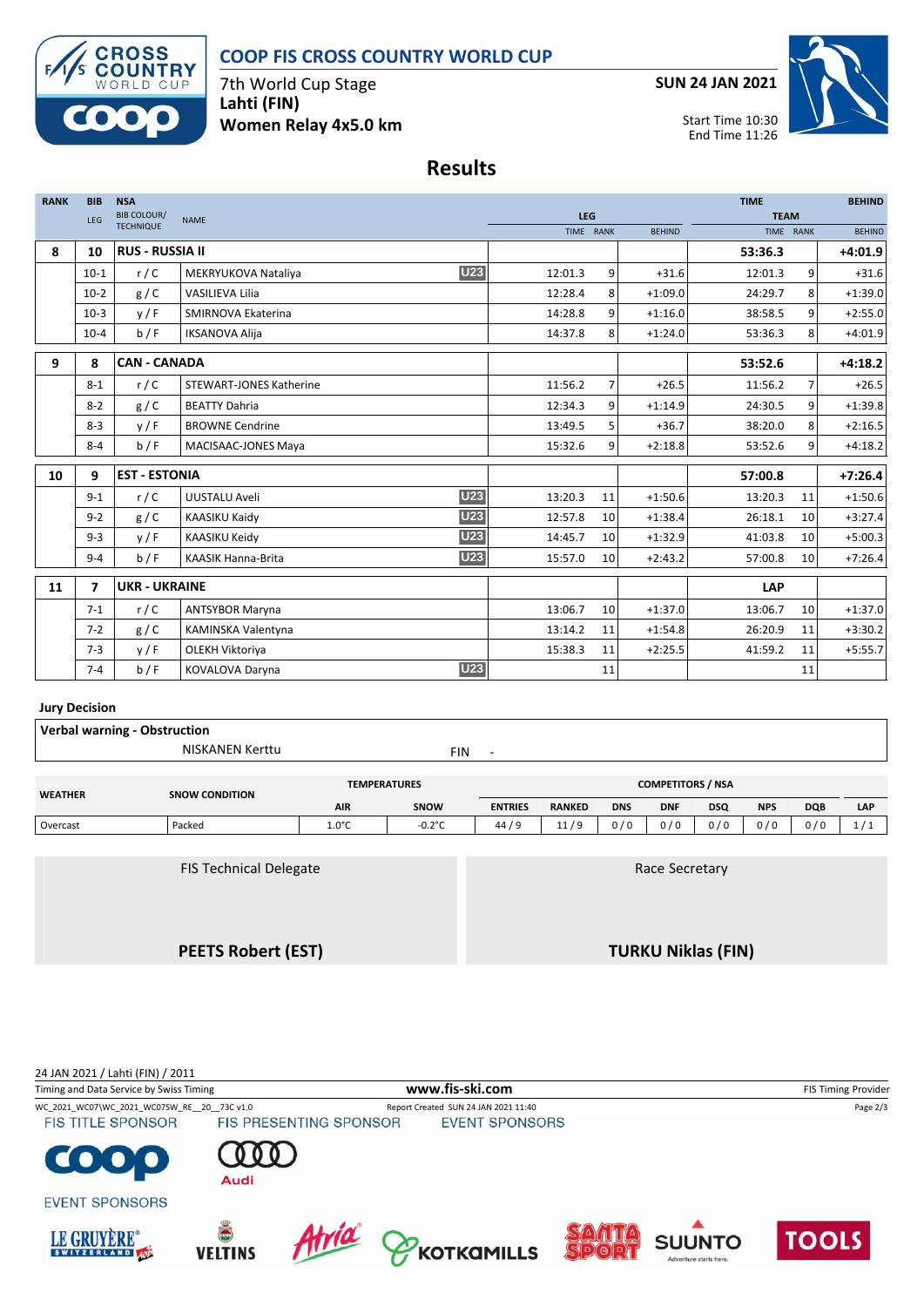# COOP FIS CROSS COUNTRY WORLD CUP

7th World Cup Stage
**Lahti (FIN)**
**Women Relay 4x5.0 km**

**SUN 24 JAN 2021**

Start Time 10:30
End Time 11:26

## Results

| RANK | BIB / LEG | NSA BIB COLOUR/ TECHNIQUE | NAME | | LEG TIME | LEG RANK | LEG BEHIND | TEAM TIME | TEAM RANK | BEHIND |
|---|---|---|---|---|---|---|---|---|---|---|
| 8 | 10 | RUS - RUSSIA II | | | | | | 53:36.3 | | +4:01.9 |
| | 10-1 | r / C | MEKRYUKOVA Nataliya | U23 | 12:01.3 | 9 | +31.6 | 12:01.3 | 9 | +31.6 |
| | 10-2 | g / C | VASILIEVA Lilia | | 12:28.4 | 8 | +1:09.0 | 24:29.7 | 8 | +1:39.0 |
| | 10-3 | y / F | SMIRNOVA Ekaterina | | 14:28.8 | 9 | +1:16.0 | 38:58.5 | 9 | +2:55.0 |
| | 10-4 | b / F | IKSANOVA Alija | | 14:37.8 | 8 | +1:24.0 | 53:36.3 | 8 | +4:01.9 |
| 9 | 8 | CAN - CANADA | | | | | | 53:52.6 | | +4:18.2 |
| | 8-1 | r / C | STEWART-JONES Katherine | | 11:56.2 | 7 | +26.5 | 11:56.2 | 7 | +26.5 |
| | 8-2 | g / C | BEATTY Dahria | | 12:34.3 | 9 | +1:14.9 | 24:30.5 | 9 | +1:39.8 |
| | 8-3 | y / F | BROWNE Cendrine | | 13:49.5 | 5 | +36.7 | 38:20.0 | 8 | +2:16.5 |
| | 8-4 | b / F | MACISAAC-JONES Maya | | 15:32.6 | 9 | +2:18.8 | 53:52.6 | 9 | +4:18.2 |
| 10 | 9 | EST - ESTONIA | | | | | | 57:00.8 | | +7:26.4 |
| | 9-1 | r / C | UUSTALU Aveli | U23 | 13:20.3 | 11 | +1:50.6 | 13:20.3 | 11 | +1:50.6 |
| | 9-2 | g / C | KAASIKU Kaidy | U23 | 12:57.8 | 10 | +1:38.4 | 26:18.1 | 10 | +3:27.4 |
| | 9-3 | y / F | KAASIKU Keidy | U23 | 14:45.7 | 10 | +1:32.9 | 41:03.8 | 10 | +5:00.3 |
| | 9-4 | b / F | KAASIK Hanna-Brita | U23 | 15:57.0 | 10 | +2:43.2 | 57:00.8 | 10 | +7:26.4 |
| 11 | 7 | UKR - UKRAINE | | | | | | LAP | | |
| | 7-1 | r / C | ANTSYBOR Maryna | | 13:06.7 | 10 | +1:37.0 | 13:06.7 | 10 | +1:37.0 |
| | 7-2 | g / C | KAMINSKA Valentyna | | 13:14.2 | 11 | +1:54.8 | 26:20.9 | 11 | +3:30.2 |
| | 7-3 | y / F | OLEKH Viktoriya | | 15:38.3 | 11 | +2:25.5 | 41:59.2 | 11 | +5:55.7 |
| | 7-4 | b / F | KOVALOVA Daryna | U23 | | 11 | | | 11 | |

**Jury Decision**

| **Verbal warning - Obstruction** | | |
|---|---|---|
| NISKANEN Kerttu | FIN | - |

| WEATHER | SNOW CONDITION | TEMPERATURES AIR | TEMPERATURES SNOW | ENTRIES | RANKED | DNS | DNF | DSQ | NPS | DQB | LAP |
|---|---|---|---|---|---|---|---|---|---|---|---|
| Overcast | Packed | 1.0°C | -0.2°C | 44 / 9 | 11 / 9 | 0 / 0 | 0 / 0 | 0 / 0 | 0 / 0 | 0 / 0 | 1 / 1 |

| FIS Technical Delegate | Race Secretary |
|---|---|
| **PEETS Robert (EST)** | **TURKU Niklas (FIN)** |

24 JAN 2021 / Lahti (FIN) / 2011
Timing and Data Service by Swiss Timing — www.fis-ski.com — FIS Timing Provider
WC_2021_WC07\WC_2021_WC07SW_RE__20__73C v1.0 — Report Created SUN 24 JAN 2021 11:40

FIS TITLE SPONSOR — FIS PRESENTING SPONSOR — EVENT SPONSORS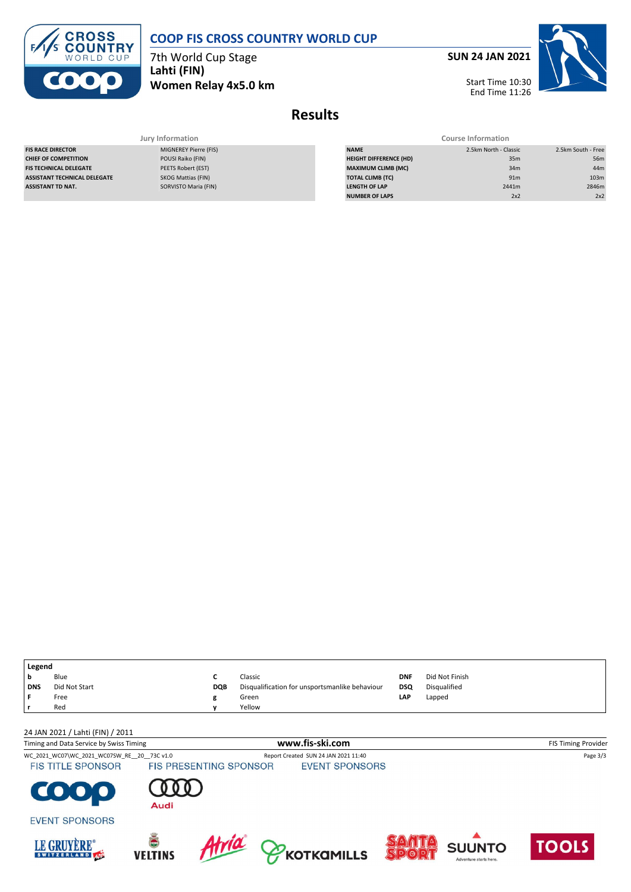# COOP FIS CROSS COUNTRY WORLD CUP

7th World Cup Stage

**Lahti (FIN)**

**Women Relay 4x5.0 km**

**SUN 24 JAN 2021**

Start Time 10:30
End Time 11:26

## Results

**Jury Information**

| | |
|---|---|
| **FIS RACE DIRECTOR** | MIGNEREY Pierre (FIS) |
| **CHIEF OF COMPETITION** | POUSI Raiko (FIN) |
| **FIS TECHNICAL DELEGATE** | PEETS Robert (EST) |
| **ASSISTANT TECHNICAL DELEGATE** | SKOG Mattias (FIN) |
| **ASSISTANT TD NAT.** | SORVISTO Maria (FIN) |

**Course Information**

| | | |
|---|---|---|
| **NAME** | 2.5km North - Classic | 2.5km South - Free |
| **HEIGHT DIFFERENCE (HD)** | 35m | 56m |
| **MAXIMUM CLIMB (MC)** | 34m | 44m |
| **TOTAL CLIMB (TC)** | 91m | 103m |
| **LENGTH OF LAP** | 2441m | 2846m |
| **NUMBER OF LAPS** | 2x2 | 2x2 |

**Legend**

| | | | | | |
|---|---|---|---|---|---|
| **b** | Blue | **c** | Classic | **DNF** | Did Not Finish |
| **DNS** | Did Not Start | **DQB** | Disqualification for unsportsmanlike behaviour | **DSQ** | Disqualified |
| **F** | Free | **g** | Green | **LAP** | Lapped |
| **r** | Red | **y** | Yellow | | |

24 JAN 2021 / Lahti (FIN) / 2011

Timing and Data Service by Swiss Timing — www.fis-ski.com — FIS Timing Provider

WC_2021_WC07\WC_2021_WC07SW_RE__20__73C v1.0 — Report Created SUN 24 JAN 2021 11:40

FIS TITLE SPONSOR — FIS PRESENTING SPONSOR — EVENT SPONSORS